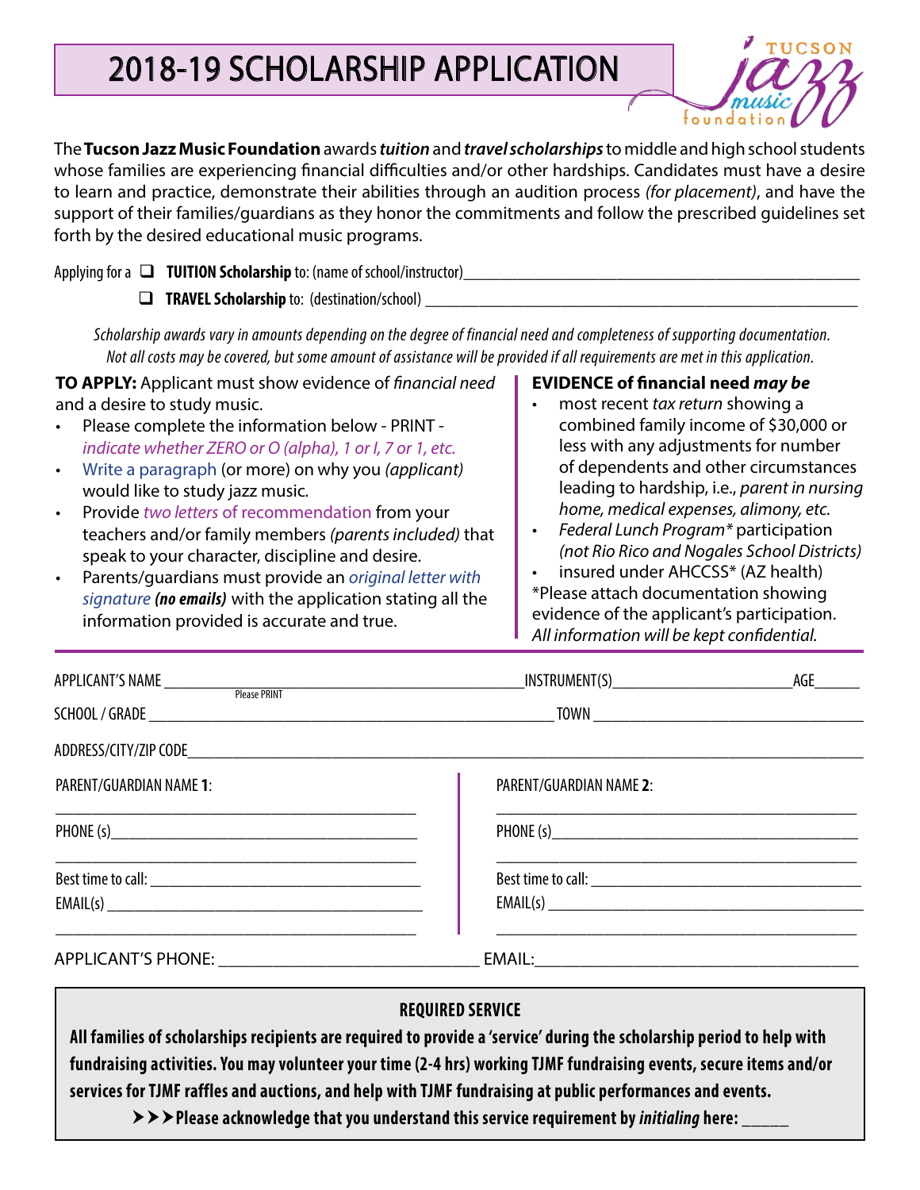# 2018-19 SCHOLARSHIP APPLICATION

TUCSON jazz music foundation

The **Tucson Jazz Music Foundation** awards ***tuition*** and ***travel scholarships*** to middle and high school students whose families are experiencing financial difficulties and/or other hardships. Candidates must have a desire to learn and practice, demonstrate their abilities through an audition process *(for placement)*, and have the support of their families/guardians as they honor the commitments and follow the prescribed guidelines set forth by the desired educational music programs.

Applying for a ❑ **TUITION Scholarship** to: (name of school/instructor)_______________________________________________

❑ **TRAVEL Scholarship** to: (destination/school) _______________________________________________

*Scholarship awards vary in amounts depending on the degree of financial need and completeness of supporting documentation. Not all costs may be covered, but some amount of assistance will be provided if all requirements are met in this application.*

**TO APPLY:** Applicant must show evidence of *financial need* and a desire to study music.

- Please complete the information below - PRINT - *indicate whether ZERO or O (alpha), 1 or l, 7 or 1, etc.*
- Write a paragraph (or more) on why you *(applicant)* would like to study jazz music.
- Provide *two letters* of recommendation from your teachers and/or family members *(parents included)* that speak to your character, discipline and desire.
- Parents/guardians must provide an *original letter with signature* ***(no emails)*** with the application stating all the information provided is accurate and true.

**EVIDENCE of financial need *may be***

- most recent *tax return* showing a combined family income of $30,000 or less with any adjustments for number of dependents and other circumstances leading to hardship, i.e., *parent in nursing home, medical expenses, alimony, etc.*
- *Federal Lunch Program\** participation *(not Rio Rico and Nogales School Districts)*
- insured under AHCCSS\* (AZ health)

\*Please attach documentation showing evidence of the applicant's participation. *All information will be kept confidential.*

APPLICANT'S NAME _______________________________________ (Please PRINT) INSTRUMENT(S)_______________________ AGE______

SCHOOL / GRADE _______________________________________________ TOWN _________________________________

ADDRESS/CITY/ZIP CODE_______________________________________________________________________________

| PARENT/GUARDIAN NAME **1**: | PARENT/GUARDIAN NAME **2**: |
|---|---|
| _______________________________________ | _______________________________________ |
| PHONE (s)_______________________________ | PHONE (s)_______________________________ |
| _______________________________________ | _______________________________________ |
| Best time to call: ________________________ | Best time to call: ________________________ |
| EMAIL(s) _______________________________ | EMAIL(s) _______________________________ |
| _______________________________________ | _______________________________________ |

APPLICANT'S PHONE: ____________________________ EMAIL:____________________________________

**REQUIRED SERVICE**

**All families of scholarships recipients are required to provide a 'service' during the scholarship period to help with fundraising activities. You may volunteer your time (2-4 hrs) working TJMF fundraising events, secure items and/or services for TJMF raffles and auctions, and help with TJMF fundraising at public performances and events.**

**➤➤➤Please acknowledge that you understand this service requirement by *initialing* here: _____**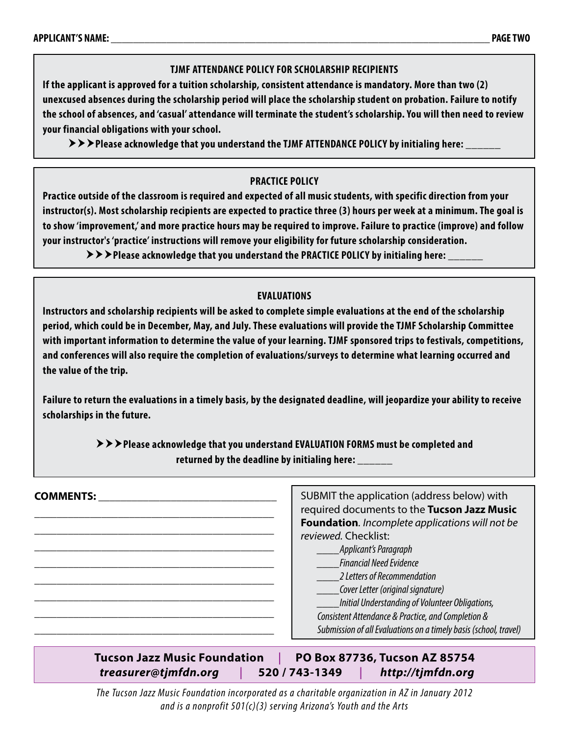**APPLICANT'S NAME: ______________________________________________________________________________**

## TJMF ATTENDANCE POLICY FOR SCHOLARSHIP RECIPIENTS

**If the applicant is approved for a tuition scholarship, consistent attendance is mandatory. More than two (2) unexcused absences during the scholarship period will place the scholarship student on probation. Failure to notify the school of absences, and 'casual' attendance will terminate the student's scholarship. You will then need to review your financial obligations with your school.**

**➤➤➤Please acknowledge that you understand the TJMF ATTENDANCE POLICY by initialing here: ______**

## PRACTICE POLICY

**Practice outside of the classroom is required and expected of all music students, with specific direction from your instructor(s). Most scholarship recipients are expected to practice three (3) hours per week at a minimum. The goal is to show 'improvement,' and more practice hours may be required to improve. Failure to practice (improve) and follow your instructor's 'practice' instructions will remove your eligibility for future scholarship consideration.**

**➤➤➤Please acknowledge that you understand the PRACTICE POLICY by initialing here: ______**

## EVALUATIONS

**Instructors and scholarship recipients will be asked to complete simple evaluations at the end of the scholarship period, which could be in December, May, and July. These evaluations will provide the TJMF Scholarship Committee with important information to determine the value of your learning. TJMF sponsored trips to festivals, competitions, and conferences will also require the completion of evaluations/surveys to determine what learning occurred and the value of the trip.**

**Failure to return the evaluations in a timely basis, by the designated deadline, will jeopardize your ability to receive scholarships in the future.**

**➤➤➤Please acknowledge that you understand EVALUATION FORMS must be completed and returned by the deadline by initialing here: ______**

**COMMENTS:** ________________________________

____________________________________________

____________________________________________

____________________________________________

____________________________________________

____________________________________________

____________________________________________

____________________________________________

____________________________________________

SUBMIT the application (address below) with required documents to the **Tucson Jazz Music Foundation**. *Incomplete applications will not be reviewed.* Checklist:

- *_____Applicant's Paragraph*
- *_____Financial Need Evidence*
- *_____2 Letters of Recommendation*
- *_____Cover Letter (original signature)*
- *_____Initial Understanding of Volunteer Obligations, Consistent Attendance & Practice, and Completion & Submission of all Evaluations on a timely basis (school, travel)*

**Tucson Jazz Music Foundation | PO Box 87736, Tucson AZ 85754**
***treasurer@tjmfdn.org*** **|** **520 / 743-1349** **|** ***http://tjmfdn.org***

*The Tucson Jazz Music Foundation incorporated as a charitable organization in AZ in January 2012 and is a nonprofit 501(c)(3) serving Arizona's Youth and the Arts*